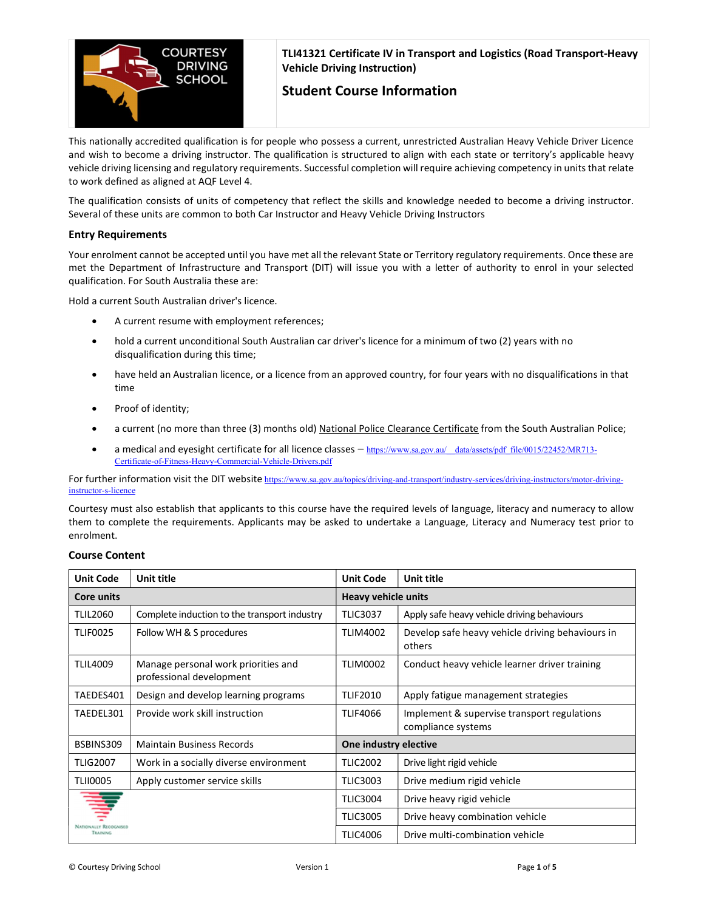# TLI41321 Certificate IV in Transport and Logistics (Road Transport-Heavy Vehicle Driving Instruction)

## Student Course Information

This nationally accredited qualification is for people who possess a current, unrestricted Australian Heavy Vehicle Driver Licence and wish to become a driving instructor. The qualification is structured to align with each state or territory's applicable heavy vehicle driving licensing and regulatory requirements. Successful completion will require achieving competency in units that relate to work defined as aligned at AQF Level 4.

The qualification consists of units of competency that reflect the skills and knowledge needed to become a driving instructor. Several of these units are common to both Car Instructor and Heavy Vehicle Driving Instructors

### Entry Requirements

Your enrolment cannot be accepted until you have met all the relevant State or Territory regulatory requirements. Once these are met the Department of Infrastructure and Transport (DIT) will issue you with a letter of authority to enrol in your selected qualification. For South Australia these are:

Hold a current South Australian driver's licence.

- A current resume with employment references;
- hold a current unconditional South Australian car driver's licence for a minimum of two (2) years with no disqualification during this time;
- have held an Australian licence, or a licence from an approved country, for four years with no disqualifications in that time
- Proof of identity;
- a current (no more than three (3) months old) National Police Clearance Certificate from the South Australian Police;
- a medical and eyesight certificate for all licence classes – https://www.sa.gov.au/__data/assets/pdf_file/0015/22452/MR713-Certificate-of-Fitness-Heavy-Commercial-Vehicle-Drivers.pdf

For further information visit the DIT website https://www.sa.gov.au/topics/driving-and-transport/industry-services/driving-instructors/motor-driving-instructor-s-licence

Courtesy must also establish that applicants to this course have the required levels of language, literacy and numeracy to allow them to complete the requirements. Applicants may be asked to undertake a Language, Literacy and Numeracy test prior to enrolment.

### Course Content

| Unit Code | Unit title | Unit Code | Unit title |
|---|---|---|---|
| **Core units** | | **Heavy vehicle units** | |
| TLIL2060 | Complete induction to the transport industry | TLIC3037 | Apply safe heavy vehicle driving behaviours |
| TLIF0025 | Follow WH & S procedures | TLIM4002 | Develop safe heavy vehicle driving behaviours in others |
| TLIL4009 | Manage personal work priorities and professional development | TLIM0002 | Conduct heavy vehicle learner driver training |
| TAEDES401 | Design and develop learning programs | TLIF2010 | Apply fatigue management strategies |
| TAEDEL301 | Provide work skill instruction | TLIF4066 | Implement & supervise transport regulations compliance systems |
| BSBINS309 | Maintain Business Records | **One industry elective** | |
| TLIG2007 | Work in a socially diverse environment | TLIC2002 | Drive light rigid vehicle |
| TLII0005 | Apply customer service skills | TLIC3003 | Drive medium rigid vehicle |
| | | TLIC3004 | Drive heavy rigid vehicle |
| | | TLIC3005 | Drive heavy combination vehicle |
| | | TLIC4006 | Drive multi-combination vehicle |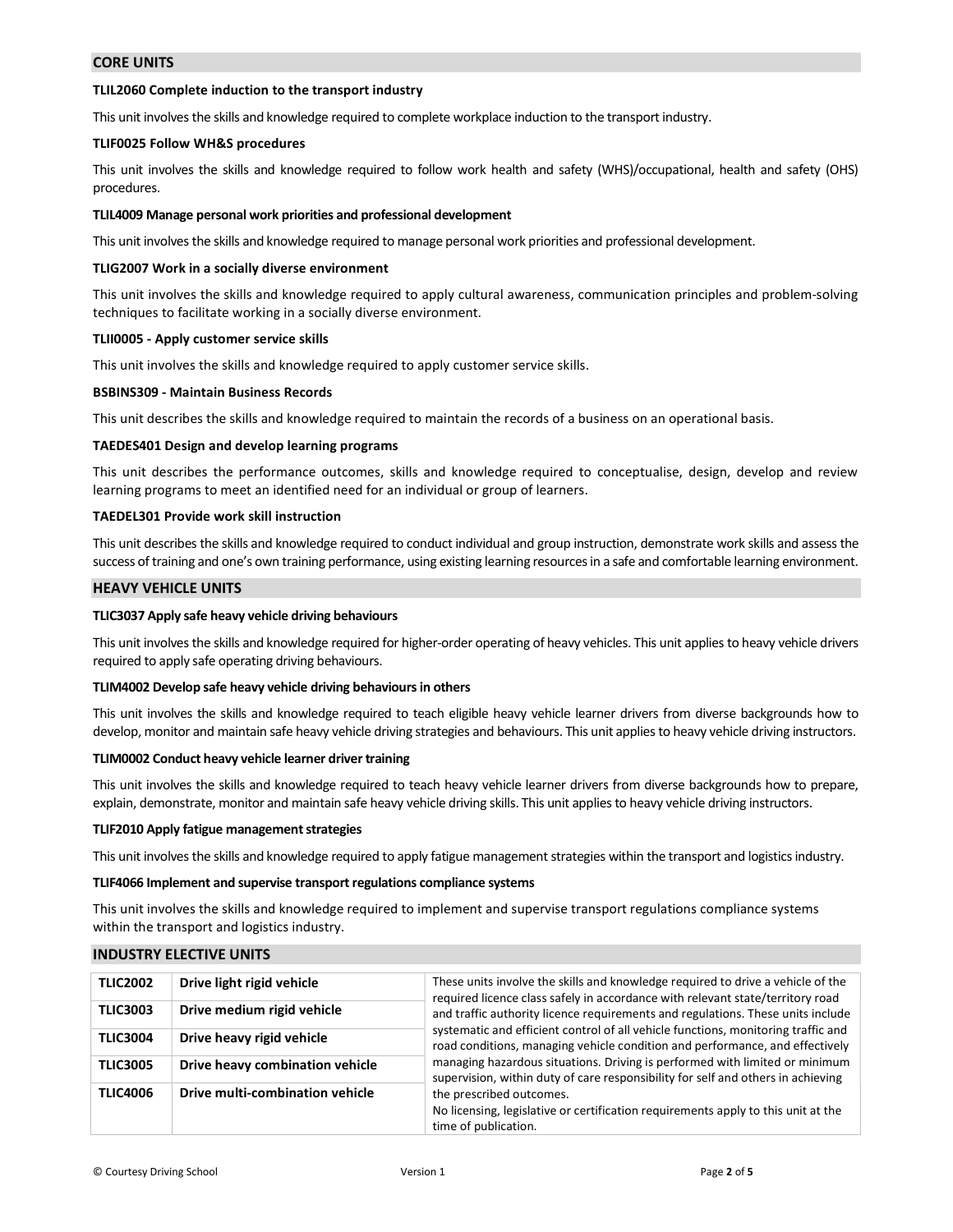## CORE UNITS

### TLIL2060 Complete induction to the transport industry

This unit involves the skills and knowledge required to complete workplace induction to the transport industry.

### TLIF0025 Follow WH&S procedures

This unit involves the skills and knowledge required to follow work health and safety (WHS)/occupational, health and safety (OHS) procedures.

### TLIL4009 Manage personal work priorities and professional development

This unit involves the skills and knowledge required to manage personal work priorities and professional development.

### TLIG2007 Work in a socially diverse environment

This unit involves the skills and knowledge required to apply cultural awareness, communication principles and problem-solving techniques to facilitate working in a socially diverse environment.

### TLII0005 - Apply customer service skills

This unit involves the skills and knowledge required to apply customer service skills.

### BSBINS309 - Maintain Business Records

This unit describes the skills and knowledge required to maintain the records of a business on an operational basis.

### TAEDES401 Design and develop learning programs

This unit describes the performance outcomes, skills and knowledge required to conceptualise, design, develop and review learning programs to meet an identified need for an individual or group of learners.

### TAEDEL301 Provide work skill instruction

This unit describes the skills and knowledge required to conduct individual and group instruction, demonstrate work skills and assess the success of training and one's own training performance, using existing learning resources in a safe and comfortable learning environment.

## HEAVY VEHICLE UNITS

### TLIC3037 Apply safe heavy vehicle driving behaviours

This unit involves the skills and knowledge required for higher-order operating of heavy vehicles. This unit applies to heavy vehicle drivers required to apply safe operating driving behaviours.

### TLIM4002 Develop safe heavy vehicle driving behaviours in others

This unit involves the skills and knowledge required to teach eligible heavy vehicle learner drivers from diverse backgrounds how to develop, monitor and maintain safe heavy vehicle driving strategies and behaviours. This unit applies to heavy vehicle driving instructors.

### TLIM0002 Conduct heavy vehicle learner driver training

This unit involves the skills and knowledge required to teach heavy vehicle learner drivers from diverse backgrounds how to prepare, explain, demonstrate, monitor and maintain safe heavy vehicle driving skills. This unit applies to heavy vehicle driving instructors.

### TLIF2010 Apply fatigue management strategies

This unit involves the skills and knowledge required to apply fatigue management strategies within the transport and logistics industry.

### TLIF4066 Implement and supervise transport regulations compliance systems

This unit involves the skills and knowledge required to implement and supervise transport regulations compliance systems within the transport and logistics industry.

## INDUSTRY ELECTIVE UNITS

| Code | Unit | Description |
|---|---|---|
| **TLIC2002** | **Drive light rigid vehicle** | These units involve the skills and knowledge required to drive a vehicle of the required licence class safely in accordance with relevant state/territory road and traffic authority licence requirements and regulations. These units include systematic and efficient control of all vehicle functions, monitoring traffic and road conditions, managing vehicle condition and performance, and effectively managing hazardous situations. Driving is performed with limited or minimum supervision, within duty of care responsibility for self and others in achieving the prescribed outcomes. No licensing, legislative or certification requirements apply to this unit at the time of publication. |
| **TLIC3003** | **Drive medium rigid vehicle** | |
| **TLIC3004** | **Drive heavy rigid vehicle** | |
| **TLIC3005** | **Drive heavy combination vehicle** | |
| **TLIC4006** | **Drive multi-combination vehicle** | |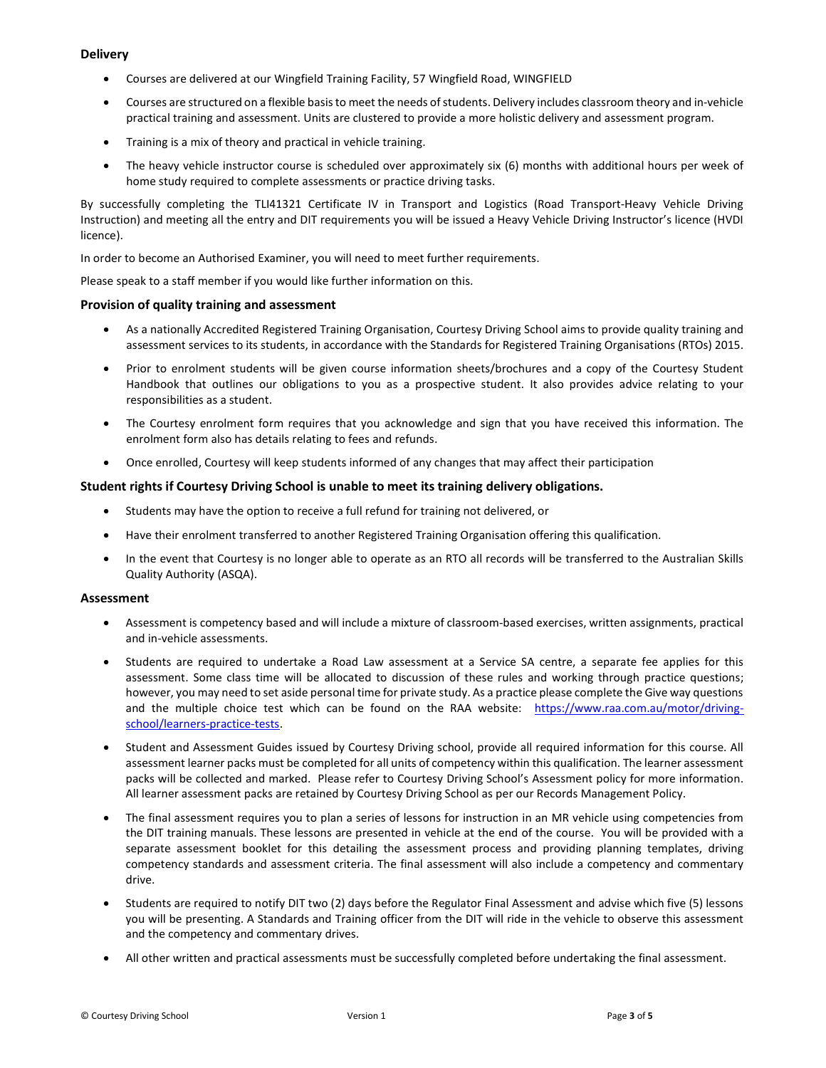### Delivery

- Courses are delivered at our Wingfield Training Facility, 57 Wingfield Road, WINGFIELD
- Courses are structured on a flexible basis to meet the needs of students. Delivery includes classroom theory and in-vehicle practical training and assessment. Units are clustered to provide a more holistic delivery and assessment program.
- Training is a mix of theory and practical in vehicle training.
- The heavy vehicle instructor course is scheduled over approximately six (6) months with additional hours per week of home study required to complete assessments or practice driving tasks.

By successfully completing the TLI41321 Certificate IV in Transport and Logistics (Road Transport-Heavy Vehicle Driving Instruction) and meeting all the entry and DIT requirements you will be issued a Heavy Vehicle Driving Instructor's licence (HVDI licence).

In order to become an Authorised Examiner, you will need to meet further requirements.

Please speak to a staff member if you would like further information on this.

### Provision of quality training and assessment

- As a nationally Accredited Registered Training Organisation, Courtesy Driving School aims to provide quality training and assessment services to its students, in accordance with the Standards for Registered Training Organisations (RTOs) 2015.
- Prior to enrolment students will be given course information sheets/brochures and a copy of the Courtesy Student Handbook that outlines our obligations to you as a prospective student. It also provides advice relating to your responsibilities as a student.
- The Courtesy enrolment form requires that you acknowledge and sign that you have received this information. The enrolment form also has details relating to fees and refunds.
- Once enrolled, Courtesy will keep students informed of any changes that may affect their participation

### Student rights if Courtesy Driving School is unable to meet its training delivery obligations.

- Students may have the option to receive a full refund for training not delivered, or
- Have their enrolment transferred to another Registered Training Organisation offering this qualification.
- In the event that Courtesy is no longer able to operate as an RTO all records will be transferred to the Australian Skills Quality Authority (ASQA).

### Assessment

- Assessment is competency based and will include a mixture of classroom-based exercises, written assignments, practical and in-vehicle assessments.
- Students are required to undertake a Road Law assessment at a Service SA centre, a separate fee applies for this assessment. Some class time will be allocated to discussion of these rules and working through practice questions; however, you may need to set aside personal time for private study. As a practice please complete the Give way questions and the multiple choice test which can be found on the RAA website: [https://www.raa.com.au/motor/driving-school/learners-practice-tests](https://www.raa.com.au/motor/driving-school/learners-practice-tests).
- Student and Assessment Guides issued by Courtesy Driving school, provide all required information for this course. All assessment learner packs must be completed for all units of competency within this qualification. The learner assessment packs will be collected and marked. Please refer to Courtesy Driving School's Assessment policy for more information. All learner assessment packs are retained by Courtesy Driving School as per our Records Management Policy.
- The final assessment requires you to plan a series of lessons for instruction in an MR vehicle using competencies from the DIT training manuals. These lessons are presented in vehicle at the end of the course. You will be provided with a separate assessment booklet for this detailing the assessment process and providing planning templates, driving competency standards and assessment criteria. The final assessment will also include a competency and commentary drive.
- Students are required to notify DIT two (2) days before the Regulator Final Assessment and advise which five (5) lessons you will be presenting. A Standards and Training officer from the DIT will ride in the vehicle to observe this assessment and the competency and commentary drives.
- All other written and practical assessments must be successfully completed before undertaking the final assessment.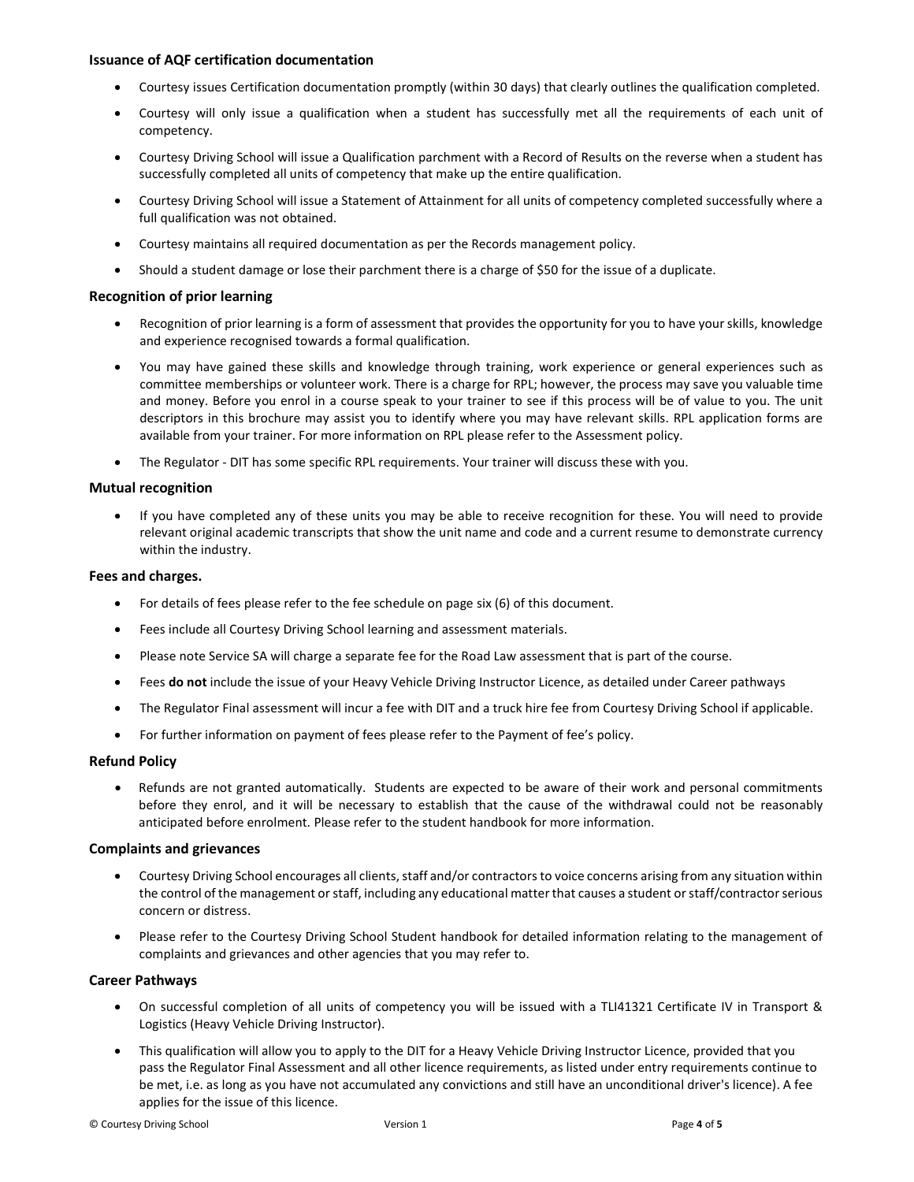### Issuance of AQF certification documentation

- Courtesy issues Certification documentation promptly (within 30 days) that clearly outlines the qualification completed.
- Courtesy will only issue a qualification when a student has successfully met all the requirements of each unit of competency.
- Courtesy Driving School will issue a Qualification parchment with a Record of Results on the reverse when a student has successfully completed all units of competency that make up the entire qualification.
- Courtesy Driving School will issue a Statement of Attainment for all units of competency completed successfully where a full qualification was not obtained.
- Courtesy maintains all required documentation as per the Records management policy.
- Should a student damage or lose their parchment there is a charge of $50 for the issue of a duplicate.

### Recognition of prior learning

- Recognition of prior learning is a form of assessment that provides the opportunity for you to have your skills, knowledge and experience recognised towards a formal qualification.
- You may have gained these skills and knowledge through training, work experience or general experiences such as committee memberships or volunteer work. There is a charge for RPL; however, the process may save you valuable time and money. Before you enrol in a course speak to your trainer to see if this process will be of value to you. The unit descriptors in this brochure may assist you to identify where you may have relevant skills. RPL application forms are available from your trainer. For more information on RPL please refer to the Assessment policy.
- The Regulator - DIT has some specific RPL requirements. Your trainer will discuss these with you.

### Mutual recognition

- If you have completed any of these units you may be able to receive recognition for these. You will need to provide relevant original academic transcripts that show the unit name and code and a current resume to demonstrate currency within the industry.

### Fees and charges.

- For details of fees please refer to the fee schedule on page six (6) of this document.
- Fees include all Courtesy Driving School learning and assessment materials.
- Please note Service SA will charge a separate fee for the Road Law assessment that is part of the course.
- Fees **do not** include the issue of your Heavy Vehicle Driving Instructor Licence, as detailed under Career pathways
- The Regulator Final assessment will incur a fee with DIT and a truck hire fee from Courtesy Driving School if applicable.
- For further information on payment of fees please refer to the Payment of fee's policy.

### Refund Policy

- Refunds are not granted automatically. Students are expected to be aware of their work and personal commitments before they enrol, and it will be necessary to establish that the cause of the withdrawal could not be reasonably anticipated before enrolment. Please refer to the student handbook for more information.

### Complaints and grievances

- Courtesy Driving School encourages all clients, staff and/or contractors to voice concerns arising from any situation within the control of the management or staff, including any educational matter that causes a student or staff/contractor serious concern or distress.
- Please refer to the Courtesy Driving School Student handbook for detailed information relating to the management of complaints and grievances and other agencies that you may refer to.

### Career Pathways

- On successful completion of all units of competency you will be issued with a TLI41321 Certificate IV in Transport & Logistics (Heavy Vehicle Driving Instructor).
- This qualification will allow you to apply to the DIT for a Heavy Vehicle Driving Instructor Licence, provided that you pass the Regulator Final Assessment and all other licence requirements, as listed under entry requirements continue to be met, i.e. as long as you have not accumulated any convictions and still have an unconditional driver's licence). A fee applies for the issue of this licence.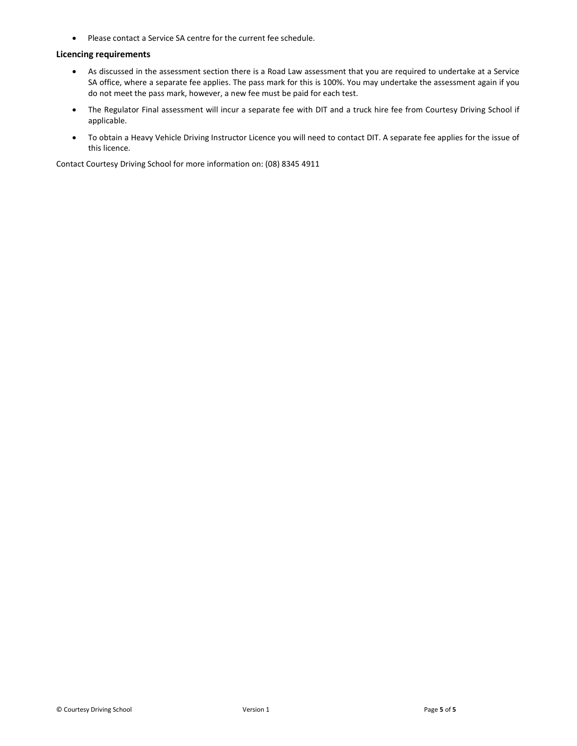- Please contact a Service SA centre for the current fee schedule.

### Licencing requirements

- As discussed in the assessment section there is a Road Law assessment that you are required to undertake at a Service SA office, where a separate fee applies. The pass mark for this is 100%. You may undertake the assessment again if you do not meet the pass mark, however, a new fee must be paid for each test.
- The Regulator Final assessment will incur a separate fee with DIT and a truck hire fee from Courtesy Driving School if applicable.
- To obtain a Heavy Vehicle Driving Instructor Licence you will need to contact DIT. A separate fee applies for the issue of this licence.

Contact Courtesy Driving School for more information on: (08) 8345 4911